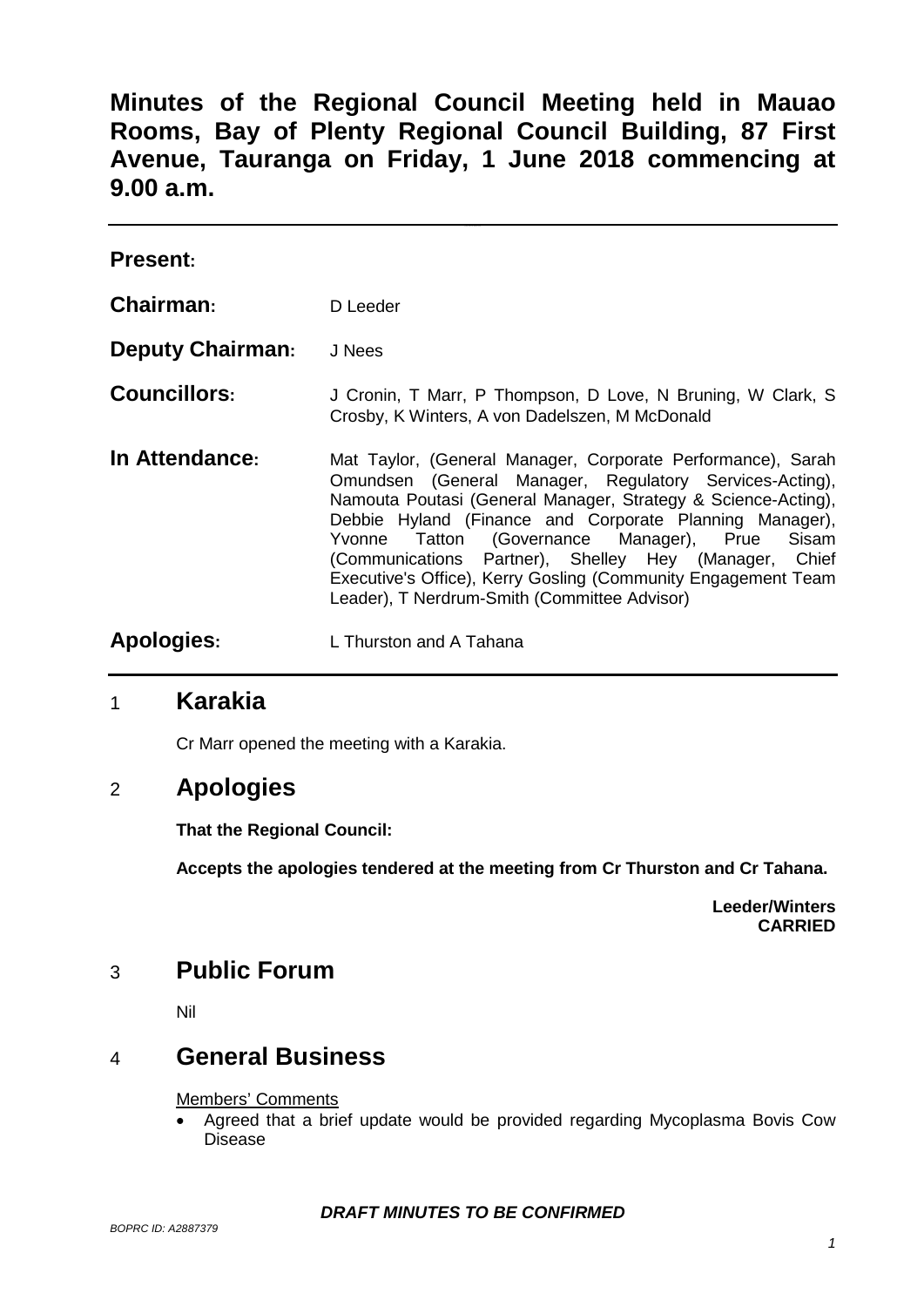# Minutes of the Regional Council Meeting held in Mauao Rooms, Bay of Plenty Regional Council Building, 87 First Avenue, Tauranga on Friday, 1 June 2018 commencing at 9.00 a.m.

**Present:**

**Chairman:** D Leeder

**Deputy Chairman:** J Nees

**Councillors:** J Cronin, T Marr, P Thompson, D Love, N Bruning, W Clark, S Crosby, K Winters, A von Dadelszen, M McDonald

**In Attendance:** Mat Taylor, (General Manager, Corporate Performance), Sarah Omundsen (General Manager, Regulatory Services-Acting), Namouta Poutasi (General Manager, Strategy & Science-Acting), Debbie Hyland (Finance and Corporate Planning Manager), Yvonne Tatton (Governance Manager), Prue Sisam (Communications Partner), Shelley Hey (Manager, Chief Executive's Office), Kerry Gosling (Community Engagement Team Leader), T Nerdrum-Smith (Committee Advisor)

**Apologies:** L Thurston and A Tahana

## 1 Karakia

Cr Marr opened the meeting with a Karakia.

## 2 Apologies

**That the Regional Council:**

**Accepts the apologies tendered at the meeting from Cr Thurston and Cr Tahana.**

**Leeder/Winters**
**CARRIED**

## 3 Public Forum

Nil

## 4 General Business

Members' Comments

- Agreed that a brief update would be provided regarding Mycoplasma Bovis Cow Disease

***DRAFT MINUTES TO BE CONFIRMED***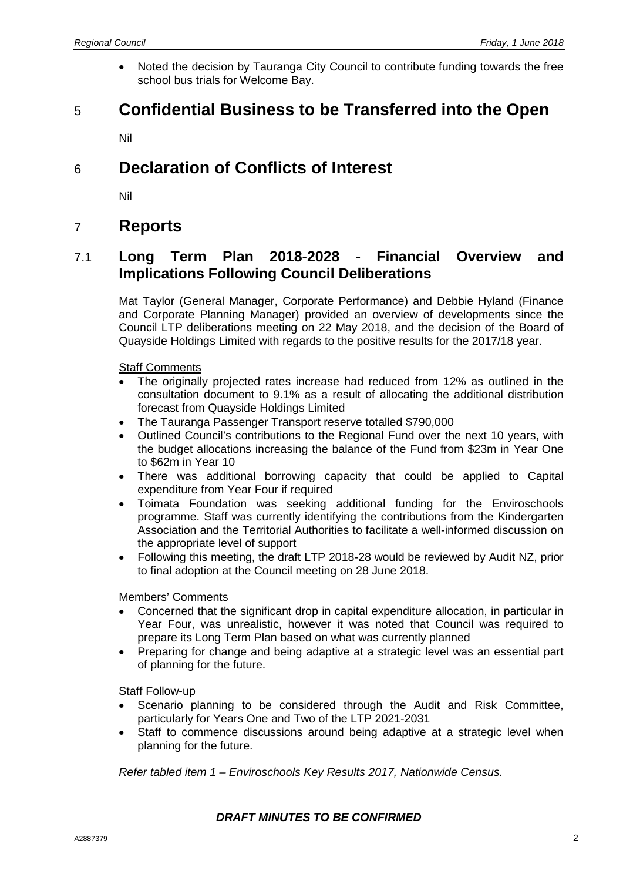- Noted the decision by Tauranga City Council to contribute funding towards the free school bus trials for Welcome Bay.

# 5 Confidential Business to be Transferred into the Open

Nil

# 6 Declaration of Conflicts of Interest

Nil

# 7 Reports

## 7.1 Long Term Plan 2018-2028 - Financial Overview and Implications Following Council Deliberations

Mat Taylor (General Manager, Corporate Performance) and Debbie Hyland (Finance and Corporate Planning Manager) provided an overview of developments since the Council LTP deliberations meeting on 22 May 2018, and the decision of the Board of Quayside Holdings Limited with regards to the positive results for the 2017/18 year.

Staff Comments

- The originally projected rates increase had reduced from 12% as outlined in the consultation document to 9.1% as a result of allocating the additional distribution forecast from Quayside Holdings Limited
- The Tauranga Passenger Transport reserve totalled $790,000
- Outlined Council's contributions to the Regional Fund over the next 10 years, with the budget allocations increasing the balance of the Fund from $23m in Year One to $62m in Year 10
- There was additional borrowing capacity that could be applied to Capital expenditure from Year Four if required
- Toimata Foundation was seeking additional funding for the Enviroschools programme. Staff was currently identifying the contributions from the Kindergarten Association and the Territorial Authorities to facilitate a well-informed discussion on the appropriate level of support
- Following this meeting, the draft LTP 2018-28 would be reviewed by Audit NZ, prior to final adoption at the Council meeting on 28 June 2018.

Members' Comments

- Concerned that the significant drop in capital expenditure allocation, in particular in Year Four, was unrealistic, however it was noted that Council was required to prepare its Long Term Plan based on what was currently planned
- Preparing for change and being adaptive at a strategic level was an essential part of planning for the future.

Staff Follow-up

- Scenario planning to be considered through the Audit and Risk Committee, particularly for Years One and Two of the LTP 2021-2031
- Staff to commence discussions around being adaptive at a strategic level when planning for the future.

*Refer tabled item 1 – Enviroschools Key Results 2017, Nationwide Census.*

***DRAFT MINUTES TO BE CONFIRMED***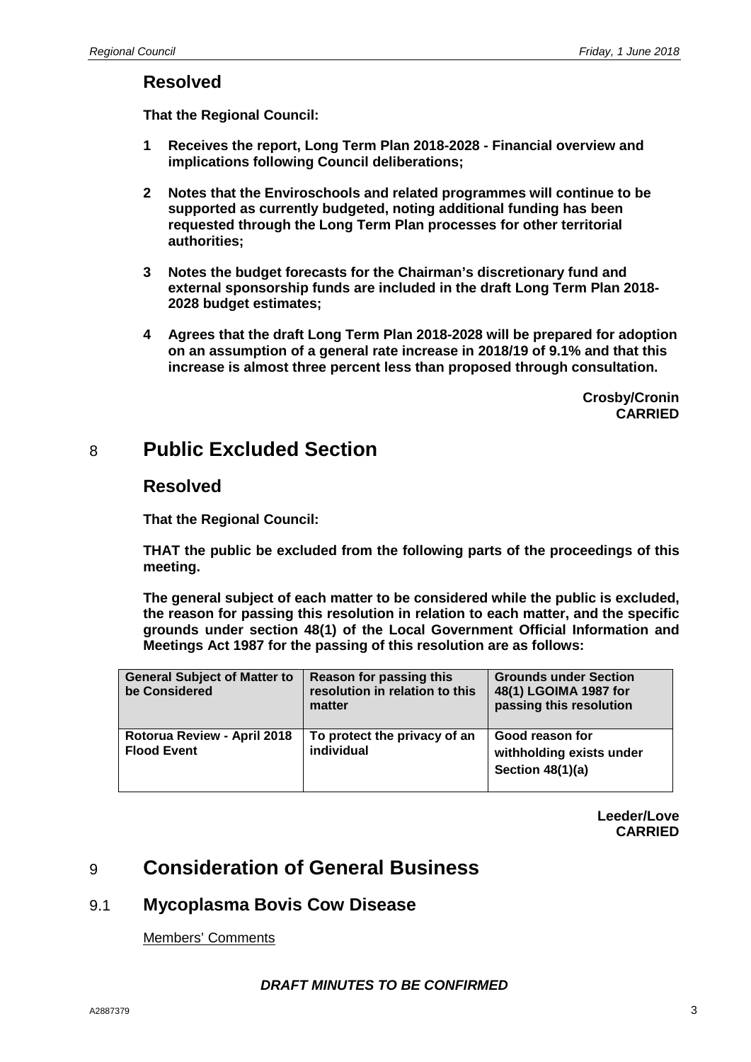## Resolved

**That the Regional Council:**

**1 Receives the report, Long Term Plan 2018-2028 - Financial overview and implications following Council deliberations;**

**2 Notes that the Enviroschools and related programmes will continue to be supported as currently budgeted, noting additional funding has been requested through the Long Term Plan processes for other territorial authorities;**

**3 Notes the budget forecasts for the Chairman's discretionary fund and external sponsorship funds are included in the draft Long Term Plan 2018-2028 budget estimates;**

**4 Agrees that the draft Long Term Plan 2018-2028 will be prepared for adoption on an assumption of a general rate increase in 2018/19 of 9.1% and that this increase is almost three percent less than proposed through consultation.**

**Crosby/Cronin**
**CARRIED**

# 8 Public Excluded Section

## Resolved

**That the Regional Council:**

**THAT the public be excluded from the following parts of the proceedings of this meeting.**

**The general subject of each matter to be considered while the public is excluded, the reason for passing this resolution in relation to each matter, and the specific grounds under section 48(1) of the Local Government Official Information and Meetings Act 1987 for the passing of this resolution are as follows:**

| General Subject of Matter to be Considered | Reason for passing this resolution in relation to this matter | Grounds under Section 48(1) LGOIMA 1987 for passing this resolution |
|---|---|---|
| Rotorua Review - April 2018 Flood Event | To protect the privacy of an individual | Good reason for withholding exists under Section 48(1)(a) |

**Leeder/Love**
**CARRIED**

# 9 Consideration of General Business

## 9.1 Mycoplasma Bovis Cow Disease

Members' Comments

***DRAFT MINUTES TO BE CONFIRMED***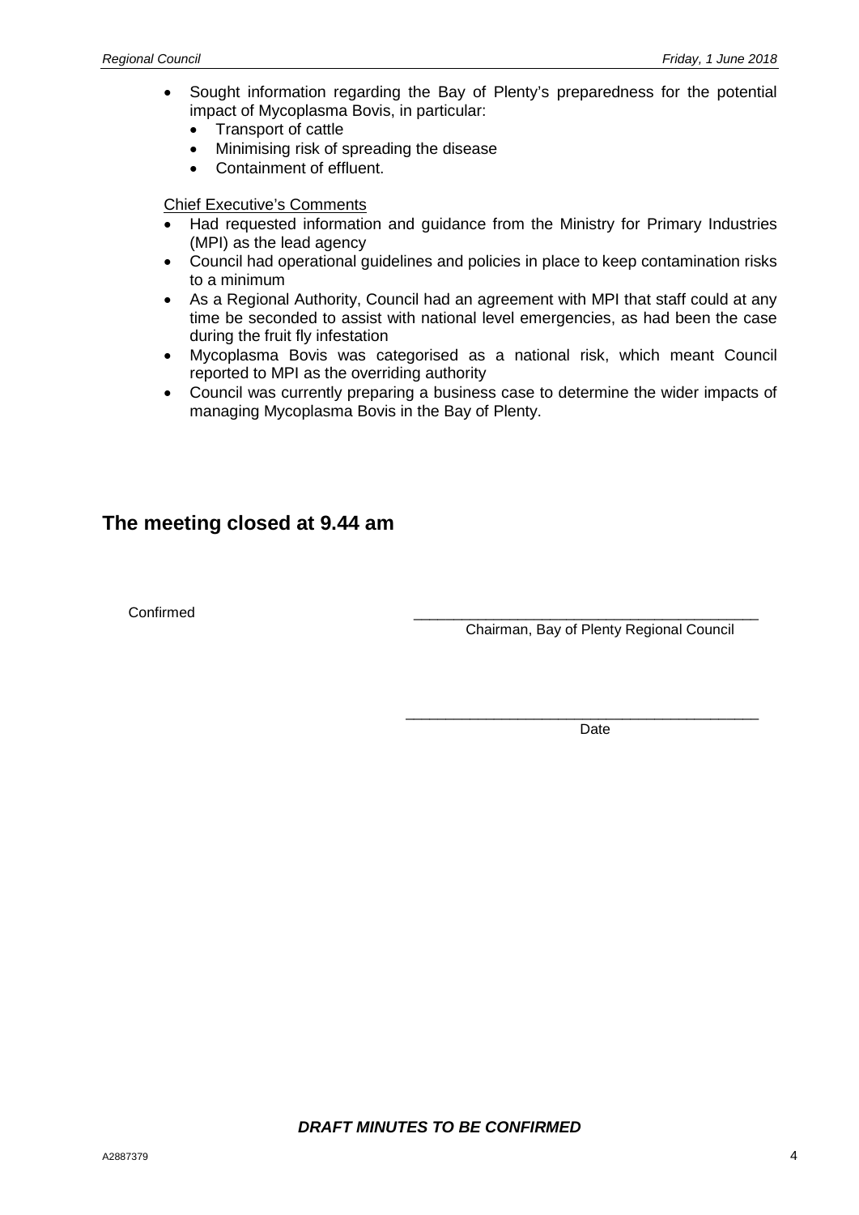- Sought information regarding the Bay of Plenty's preparedness for the potential impact of Mycoplasma Bovis, in particular:
  - Transport of cattle
  - Minimising risk of spreading the disease
  - Containment of effluent.

Chief Executive's Comments

- Had requested information and guidance from the Ministry for Primary Industries (MPI) as the lead agency
- Council had operational guidelines and policies in place to keep contamination risks to a minimum
- As a Regional Authority, Council had an agreement with MPI that staff could at any time be seconded to assist with national level emergencies, as had been the case during the fruit fly infestation
- Mycoplasma Bovis was categorised as a national risk, which meant Council reported to MPI as the overriding authority
- Council was currently preparing a business case to determine the wider impacts of managing Mycoplasma Bovis in the Bay of Plenty.

## The meeting closed at 9.44 am

Confirmed

\_\_\_\_\_\_\_\_\_\_\_\_\_\_\_\_\_\_\_\_\_\_\_\_\_\_\_\_\_\_\_\_\_\_\_\_\_\_\_\_\_\_

Chairman, Bay of Plenty Regional Council

\_\_\_\_\_\_\_\_\_\_\_\_\_\_\_\_\_\_\_\_\_\_\_\_\_\_\_\_\_\_\_\_\_\_\_\_\_\_\_\_\_\_

Date

***DRAFT MINUTES TO BE CONFIRMED***

A2887379